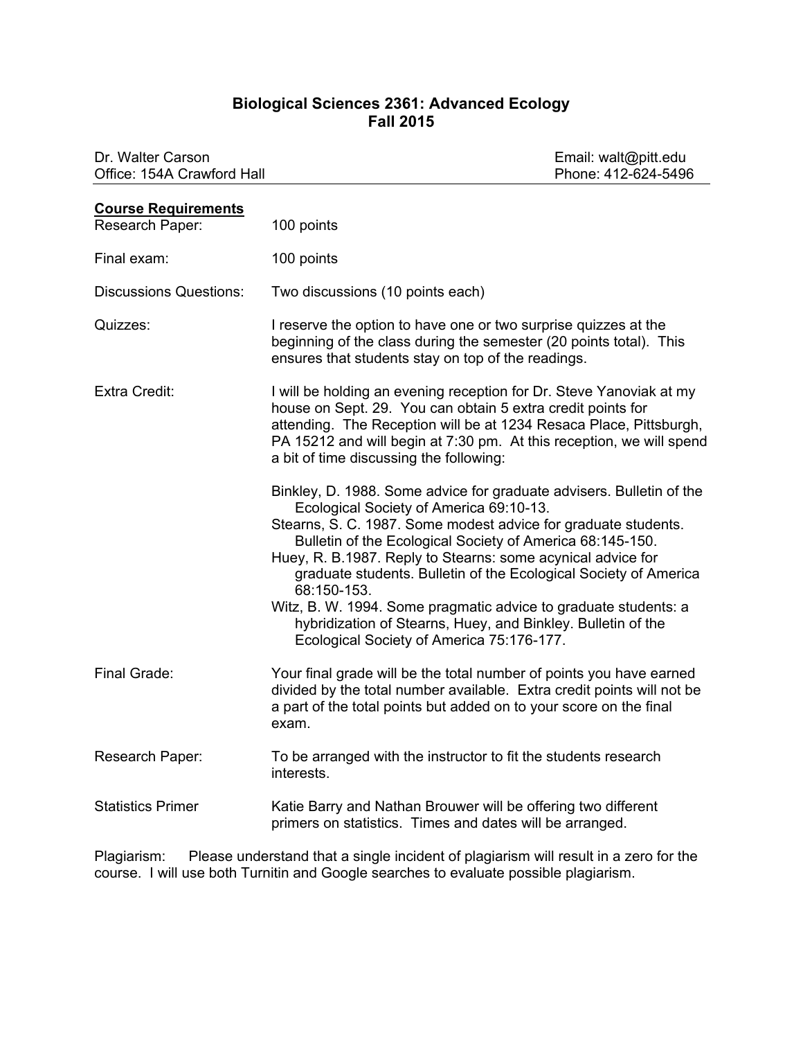# Biological Sciences 2361: Advanced Ecology
## Fall 2015

Dr. Walter Carson | Email: walt@pitt.edu
Office: 154A Crawford Hall | Phone: 412-624-5496

---

**Course Requirements**

**Research Paper:** 100 points

**Final exam:** 100 points

**Discussions Questions:** Two discussions (10 points each)

**Quizzes:** I reserve the option to have one or two surprise quizzes at the beginning of the class during the semester (20 points total). This ensures that students stay on top of the readings.

**Extra Credit:** I will be holding an evening reception for Dr. Steve Yanoviak at my house on Sept. 29. You can obtain 5 extra credit points for attending. The Reception will be at 1234 Resaca Place, Pittsburgh, PA 15212 and will begin at 7:30 pm. At this reception, we will spend a bit of time discussing the following:

- Binkley, D. 1988. Some advice for graduate advisers. Bulletin of the Ecological Society of America 69:10-13.
- Stearns, S. C. 1987. Some modest advice for graduate students. Bulletin of the Ecological Society of America 68:145-150.
- Huey, R. B.1987. Reply to Stearns: some acynical advice for graduate students. Bulletin of the Ecological Society of America 68:150-153.
- Witz, B. W. 1994. Some pragmatic advice to graduate students: a hybridization of Stearns, Huey, and Binkley. Bulletin of the Ecological Society of America 75:176-177.

**Final Grade:** Your final grade will be the total number of points you have earned divided by the total number available. Extra credit points will not be a part of the total points but added on to your score on the final exam.

**Research Paper:** To be arranged with the instructor to fit the students research interests.

**Statistics Primer** Katie Barry and Nathan Brouwer will be offering two different primers on statistics. Times and dates will be arranged.

Plagiarism: Please understand that a single incident of plagiarism will result in a zero for the course. I will use both Turnitin and Google searches to evaluate possible plagiarism.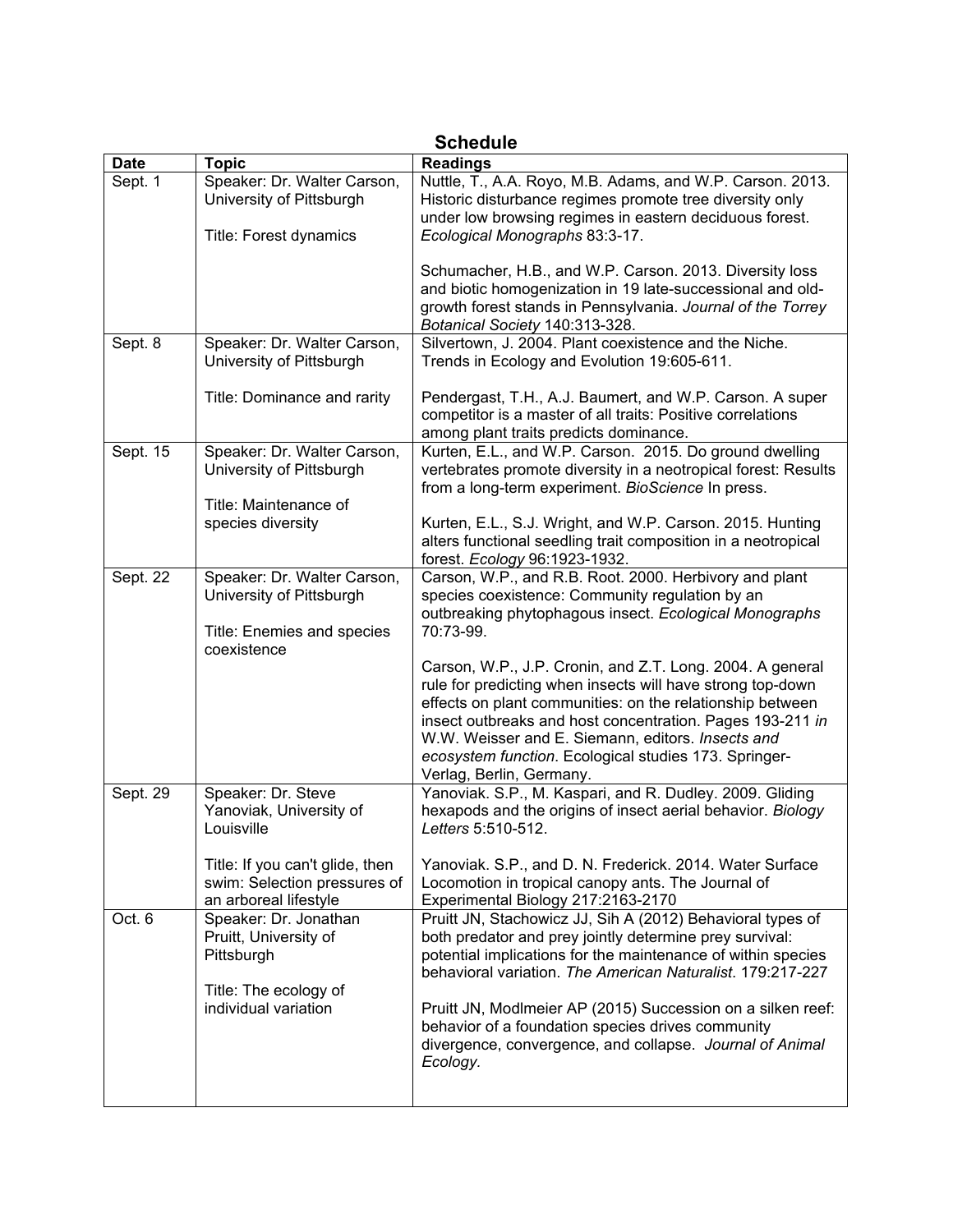## Schedule

| Date | Topic | Readings |
|---|---|---|
| Sept. 1 | Speaker: Dr. Walter Carson, University of Pittsburgh<br><br>Title: Forest dynamics | Nuttle, T., A.A. Royo, M.B. Adams, and W.P. Carson. 2013. Historic disturbance regimes promote tree diversity only under low browsing regimes in eastern deciduous forest. *Ecological Monographs* 83:3-17.<br><br>Schumacher, H.B., and W.P. Carson. 2013. Diversity loss and biotic homogenization in 19 late-successional and old-growth forest stands in Pennsylvania. *Journal of the Torrey Botanical Society* 140:313-328. |
| Sept. 8 | Speaker: Dr. Walter Carson, University of Pittsburgh<br><br>Title: Dominance and rarity | Silvertown, J. 2004. Plant coexistence and the Niche. Trends in Ecology and Evolution 19:605-611.<br><br>Pendergast, T.H., A.J. Baumert, and W.P. Carson. A super competitor is a master of all traits: Positive correlations among plant traits predicts dominance. |
| Sept. 15 | Speaker: Dr. Walter Carson, University of Pittsburgh<br><br>Title: Maintenance of species diversity | Kurten, E.L., and W.P. Carson. 2015. Do ground dwelling vertebrates promote diversity in a neotropical forest: Results from a long-term experiment. *BioScience* In press.<br><br>Kurten, E.L., S.J. Wright, and W.P. Carson. 2015. Hunting alters functional seedling trait composition in a neotropical forest. *Ecology* 96:1923-1932. |
| Sept. 22 | Speaker: Dr. Walter Carson, University of Pittsburgh<br><br>Title: Enemies and species coexistence | Carson, W.P., and R.B. Root. 2000. Herbivory and plant species coexistence: Community regulation by an outbreaking phytophagous insect. *Ecological Monographs* 70:73-99.<br><br>Carson, W.P., J.P. Cronin, and Z.T. Long. 2004. A general rule for predicting when insects will have strong top-down effects on plant communities: on the relationship between insect outbreaks and host concentration. Pages 193-211 *in* W.W. Weisser and E. Siemann, editors. *Insects and ecosystem function*. Ecological studies 173. Springer-Verlag, Berlin, Germany. |
| Sept. 29 | Speaker: Dr. Steve Yanoviak, University of Louisville<br><br>Title: If you can't glide, then swim: Selection pressures of an arboreal lifestyle | Yanoviak. S.P., M. Kaspari, and R. Dudley. 2009. Gliding hexapods and the origins of insect aerial behavior. *Biology Letters* 5:510-512.<br><br>Yanoviak. S.P., and D. N. Frederick. 2014. Water Surface Locomotion in tropical canopy ants. The Journal of Experimental Biology 217:2163-2170 |
| Oct. 6 | Speaker: Dr. Jonathan Pruitt, University of Pittsburgh<br><br>Title: The ecology of individual variation | Pruitt JN, Stachowicz JJ, Sih A (2012) Behavioral types of both predator and prey jointly determine prey survival: potential implications for the maintenance of within species behavioral variation. *The American Naturalist*. 179:217-227<br><br>Pruitt JN, Modlmeier AP (2015) Succession on a silken reef: behavior of a foundation species drives community divergence, convergence, and collapse. *Journal of Animal Ecology.* |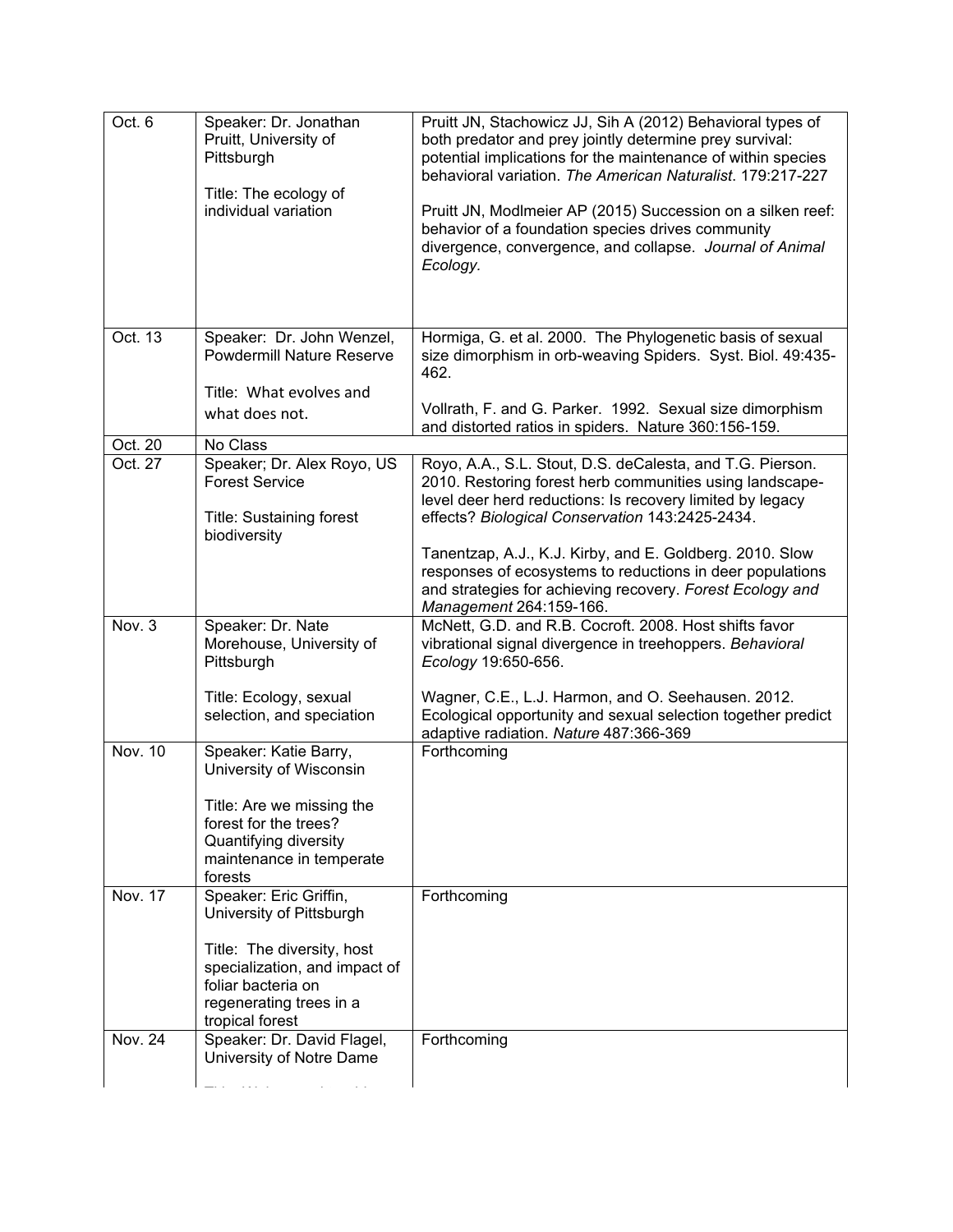| | | |
|---|---|---|
| Oct. 6 | Speaker: Dr. Jonathan Pruitt, University of Pittsburgh<br><br>Title: The ecology of individual variation | Pruitt JN, Stachowicz JJ, Sih A (2012) Behavioral types of both predator and prey jointly determine prey survival: potential implications for the maintenance of within species behavioral variation. *The American Naturalist*. 179:217-227<br><br>Pruitt JN, Modlmeier AP (2015) Succession on a silken reef: behavior of a foundation species drives community divergence, convergence, and collapse. *Journal of Animal Ecology.* |
| Oct. 13 | Speaker: Dr. John Wenzel, Powdermill Nature Reserve<br><br>Title: What evolves and what does not. | Hormiga, G. et al. 2000. The Phylogenetic basis of sexual size dimorphism in orb-weaving Spiders. Syst. Biol. 49:435-462.<br><br>Vollrath, F. and G. Parker. 1992. Sexual size dimorphism and distorted ratios in spiders. Nature 360:156-159. |
| Oct. 20 | No Class | |
| Oct. 27 | Speaker; Dr. Alex Royo, US Forest Service<br><br>Title: Sustaining forest biodiversity | Royo, A.A., S.L. Stout, D.S. deCalesta, and T.G. Pierson. 2010. Restoring forest herb communities using landscape-level deer herd reductions: Is recovery limited by legacy effects? *Biological Conservation* 143:2425-2434.<br><br>Tanentzap, A.J., K.J. Kirby, and E. Goldberg. 2010. Slow responses of ecosystems to reductions in deer populations and strategies for achieving recovery. *Forest Ecology and Management* 264:159-166. |
| Nov. 3 | Speaker: Dr. Nate Morehouse, University of Pittsburgh<br><br>Title: Ecology, sexual selection, and speciation | McNett, G.D. and R.B. Cocroft. 2008. Host shifts favor vibrational signal divergence in treehoppers. *Behavioral Ecology* 19:650-656.<br><br>Wagner, C.E., L.J. Harmon, and O. Seehausen. 2012. Ecological opportunity and sexual selection together predict adaptive radiation. *Nature* 487:366-369 |
| Nov. 10 | Speaker: Katie Barry, University of Wisconsin<br><br>Title: Are we missing the forest for the trees? Quantifying diversity maintenance in temperate forests | Forthcoming |
| Nov. 17 | Speaker: Eric Griffin, University of Pittsburgh<br><br>Title: The diversity, host specialization, and impact of foliar bacteria on regenerating trees in a tropical forest | Forthcoming |
| Nov. 24 | Speaker: Dr. David Flagel, University of Notre Dame | Forthcoming |